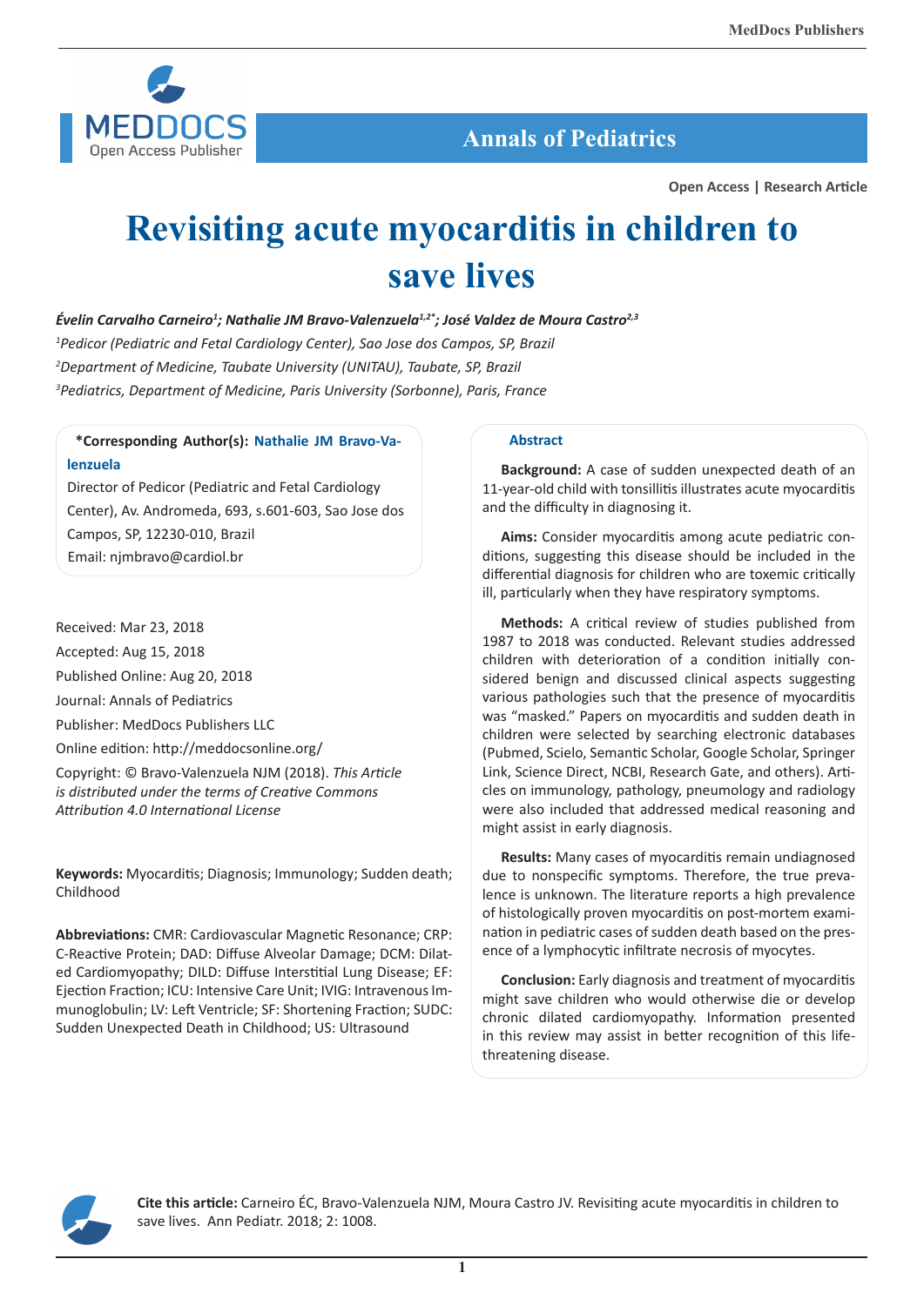Annals of Pediatrics

Open Access | Research Article

# Revisiting acute myocarditis in children to save lives

*Évelin Carvalho Carneiro[1]; Nathalie JM Bravo-Valenzuela[1,2*]; José Valdez de Moura Castro[2,3]*

[1]*Pedicor (Pediatric and Fetal Cardiology Center), Sao Jose dos Campos, SP, Brazil*

[2]*Department of Medicine, Taubate University (UNITAU), Taubate, SP, Brazil*

[3]*Pediatrics, Department of Medicine, Paris University (Sorbonne), Paris, France*

**\*Corresponding Author(s): Nathalie JM Bravo-Valenzuela**

Director of Pedicor (Pediatric and Fetal Cardiology Center), Av. Andromeda, 693, s.601-603, Sao Jose dos Campos, SP, 12230-010, Brazil

Email: njmbravo@cardiol.br

Received: Mar 23, 2018

Accepted: Aug 15, 2018

Published Online: Aug 20, 2018

Journal: Annals of Pediatrics

Publisher: MedDocs Publishers LLC

Online edition: http://meddocsonline.org/

Copyright: © Bravo-Valenzuela NJM (2018). *This Article is distributed under the terms of Creative Commons Attribution 4.0 International License*

**Keywords:** Myocarditis; Diagnosis; Immunology; Sudden death; Childhood

**Abbreviations:** CMR: Cardiovascular Magnetic Resonance; CRP: C-Reactive Protein; DAD: Diffuse Alveolar Damage; DCM: Dilated Cardiomyopathy; DILD: Diffuse Interstitial Lung Disease; EF: Ejection Fraction; ICU: Intensive Care Unit; IVIG: Intravenous Immunoglobulin; LV: Left Ventricle; SF: Shortening Fraction; SUDC: Sudden Unexpected Death in Childhood; US: Ultrasound

## Abstract

**Background:** A case of sudden unexpected death of an 11-year-old child with tonsillitis illustrates acute myocarditis and the difficulty in diagnosing it.

**Aims:** Consider myocarditis among acute pediatric conditions, suggesting this disease should be included in the differential diagnosis for children who are toxemic critically ill, particularly when they have respiratory symptoms.

**Methods:** A critical review of studies published from 1987 to 2018 was conducted. Relevant studies addressed children with deterioration of a condition initially considered benign and discussed clinical aspects suggesting various pathologies such that the presence of myocarditis was "masked." Papers on myocarditis and sudden death in children were selected by searching electronic databases (Pubmed, Scielo, Semantic Scholar, Google Scholar, Springer Link, Science Direct, NCBI, Research Gate, and others). Articles on immunology, pathology, pneumology and radiology were also included that addressed medical reasoning and might assist in early diagnosis.

**Results:** Many cases of myocarditis remain undiagnosed due to nonspecific symptoms. Therefore, the true prevalence is unknown. The literature reports a high prevalence of histologically proven myocarditis on post-mortem examination in pediatric cases of sudden death based on the presence of a lymphocytic infiltrate necrosis of myocytes.

**Conclusion:** Early diagnosis and treatment of myocarditis might save children who would otherwise die or develop chronic dilated cardiomyopathy. Information presented in this review may assist in better recognition of this life-threatening disease.

**Cite this article:** Carneiro ÉC, Bravo-Valenzuela NJM, Moura Castro JV. Revisiting acute myocarditis in children to save lives. Ann Pediatr. 2018; 2: 1008.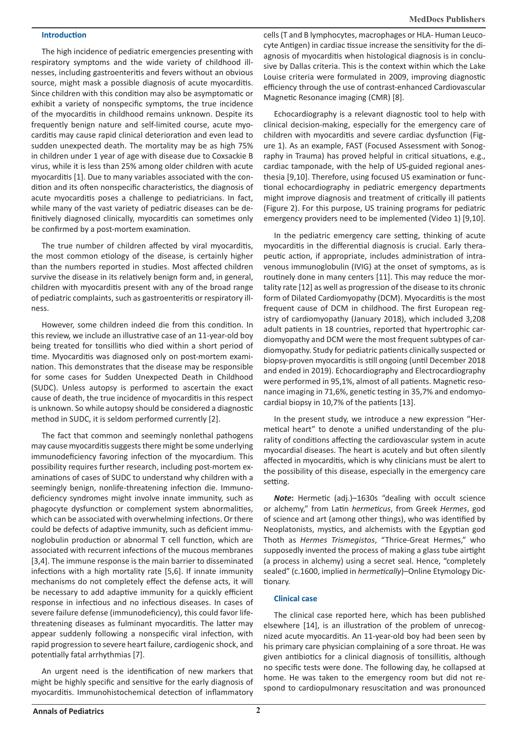## Introduction

The high incidence of pediatric emergencies presenting with respiratory symptoms and the wide variety of childhood illnesses, including gastroenteritis and fevers without an obvious source, might mask a possible diagnosis of acute myocarditis. Since children with this condition may also be asymptomatic or exhibit a variety of nonspecific symptoms, the true incidence of the myocarditis in childhood remains unknown. Despite its frequently benign nature and self-limited course, acute myocarditis may cause rapid clinical deterioration and even lead to sudden unexpected death. The mortality may be as high 75% in children under 1 year of age with disease due to Coxsackie B virus, while it is less than 25% among older children with acute myocarditis [1]. Due to many variables associated with the condition and its often nonspecific characteristics, the diagnosis of acute myocarditis poses a challenge to pediatricians. In fact, while many of the vast variety of pediatric diseases can be definitively diagnosed clinically, myocarditis can sometimes only be confirmed by a post-mortem examination.

The true number of children affected by viral myocarditis, the most common etiology of the disease, is certainly higher than the numbers reported in studies. Most affected children survive the disease in its relatively benign form and, in general, children with myocarditis present with any of the broad range of pediatric complaints, such as gastroenteritis or respiratory illness.

However, some children indeed die from this condition. In this review, we include an illustrative case of an 11-year-old boy being treated for tonsillitis who died within a short period of time. Myocarditis was diagnosed only on post-mortem examination. This demonstrates that the disease may be responsible for some cases for Sudden Unexpected Death in Childhood (SUDC). Unless autopsy is performed to ascertain the exact cause of death, the true incidence of myocarditis in this respect is unknown. So while autopsy should be considered a diagnostic method in SUDC, it is seldom performed currently [2].

The fact that common and seemingly nonlethal pathogens may cause myocarditis suggests there might be some underlying immunodeficiency favoring infection of the myocardium. This possibility requires further research, including post-mortem examinations of cases of SUDC to understand why children with a seemingly benign, nonlife-threatening infection die. Immunodeficiency syndromes might involve innate immunity, such as phagocyte dysfunction or complement system abnormalities, which can be associated with overwhelming infections. Or there could be defects of adaptive immunity, such as deficient immunoglobulin production or abnormal T cell function, which are associated with recurrent infections of the mucous membranes [3,4]. The immune response is the main barrier to disseminated infections with a high mortality rate [5,6]. If innate immunity mechanisms do not completely effect the defense acts, it will be necessary to add adaptive immunity for a quickly efficient response in infectious and no infectious diseases. In cases of severe failure defense (immunodeficiency), this could favor life-threatening diseases as fulminant myocarditis. The latter may appear suddenly following a nonspecific viral infection, with rapid progression to severe heart failure, cardiogenic shock, and potentially fatal arrhythmias [7].

An urgent need is the identification of new markers that might be highly specific and sensitive for the early diagnosis of myocarditis. Immunohistochemical detection of inflammatory cells (T and B lymphocytes, macrophages or HLA- Human Leucocyte Antigen) in cardiac tissue increase the sensitivity for the diagnosis of myocarditis when histological diagnosis is in conclusive by Dallas criteria. This is the context within which the Lake Louise criteria were formulated in 2009, improving diagnostic efficiency through the use of contrast-enhanced Cardiovascular Magnetic Resonance imaging (CMR) [8].

Echocardiography is a relevant diagnostic tool to help with clinical decision-making, especially for the emergency care of children with myocarditis and severe cardiac dysfunction (Figure 1). As an example, FAST (Focused Assessment with Sonography in Trauma) has proved helpful in critical situations, e.g., cardiac tamponade, with the help of US-guided regional anesthesia [9,10]. Therefore, using focused US examination or functional echocardiography in pediatric emergency departments might improve diagnosis and treatment of critically ill patients (Figure 2). For this purpose, US training programs for pediatric emergency providers need to be implemented (Video 1) [9,10].

In the pediatric emergency care setting, thinking of acute myocarditis in the differential diagnosis is crucial. Early therapeutic action, if appropriate, includes administration of intravenous immunoglobulin (IVIG) at the onset of symptoms, as is routinely done in many centers [11]. This may reduce the mortality rate [12] as well as progression of the disease to its chronic form of Dilated Cardiomyopathy (DCM). Myocarditis is the most frequent cause of DCM in childhood. The first European registry of cardiomyopathy (January 2018), which included 3,208 adult patients in 18 countries, reported that hypertrophic cardiomyopathy and DCM were the most frequent subtypes of cardiomyopathy. Study for pediatric patients clinically suspected or biopsy-proven myocarditis is still ongoing (until December 2018 and ended in 2019). Echocardiography and Electrocardiography were performed in 95,1%, almost of all patients. Magnetic resonance imaging in 71,6%, genetic testing in 35,7% and endomyocardial biopsy in 10,7% of the patients [13].

In the present study, we introduce a new expression "Hermetical heart" to denote a unified understanding of the plurality of conditions affecting the cardiovascular system in acute myocardial diseases. The heart is acutely and but often silently affected in myocarditis, which is why clinicians must be alert to the possibility of this disease, especially in the emergency care setting.

***Note*:** Hermetic (adj.)–1630s "dealing with occult science or alchemy," from Latin *hermeticus*, from Greek *Hermes*, god of science and art (among other things), who was identified by Neoplatonists, mystics, and alchemists with the Egyptian god Thoth as *Hermes Trismegistos*, "Thrice-Great Hermes," who supposedly invented the process of making a glass tube airtight (a process in alchemy) using a secret seal. Hence, "completely sealed" (c.1600, implied in *hermetically*)–Online Etymology Dictionary.

## Clinical case

The clinical case reported here, which has been published elsewhere [14], is an illustration of the problem of unrecognized acute myocarditis. An 11-year-old boy had been seen by his primary care physician complaining of a sore throat. He was given antibiotics for a clinical diagnosis of tonsillitis, although no specific tests were done. The following day, he collapsed at home. He was taken to the emergency room but did not respond to cardiopulmonary resuscitation and was pronounced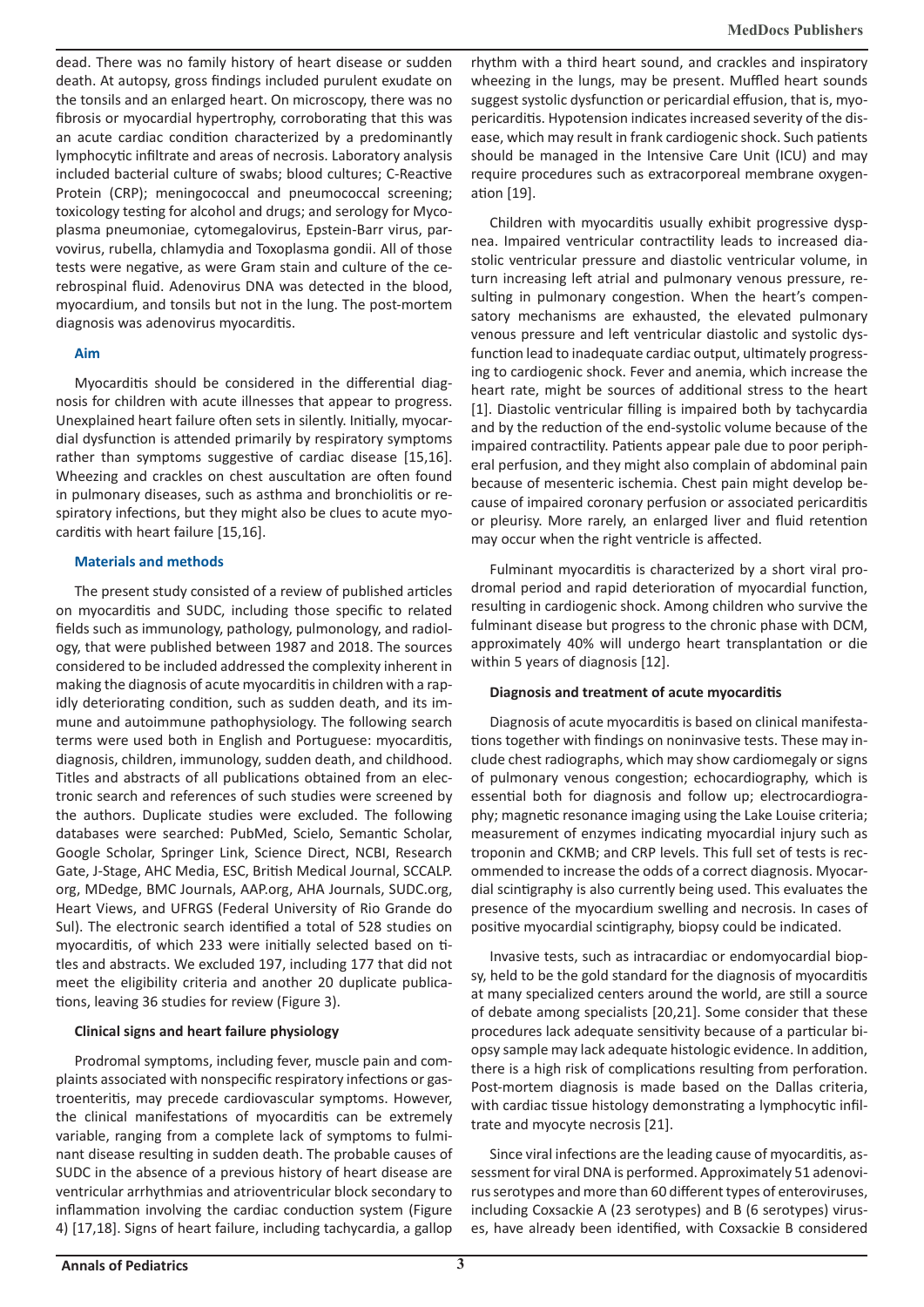dead. There was no family history of heart disease or sudden death. At autopsy, gross findings included purulent exudate on the tonsils and an enlarged heart. On microscopy, there was no fibrosis or myocardial hypertrophy, corroborating that this was an acute cardiac condition characterized by a predominantly lymphocytic infiltrate and areas of necrosis. Laboratory analysis included bacterial culture of swabs; blood cultures; C-Reactive Protein (CRP); meningococcal and pneumococcal screening; toxicology testing for alcohol and drugs; and serology for Mycoplasma pneumoniae, cytomegalovirus, Epstein-Barr virus, parvovirus, rubella, chlamydia and Toxoplasma gondii. All of those tests were negative, as were Gram stain and culture of the cerebrospinal fluid. Adenovirus DNA was detected in the blood, myocardium, and tonsils but not in the lung. The post-mortem diagnosis was adenovirus myocarditis.

### Aim

Myocarditis should be considered in the differential diagnosis for children with acute illnesses that appear to progress. Unexplained heart failure often sets in silently. Initially, myocardial dysfunction is attended primarily by respiratory symptoms rather than symptoms suggestive of cardiac disease [15,16]. Wheezing and crackles on chest auscultation are often found in pulmonary diseases, such as asthma and bronchiolitis or respiratory infections, but they might also be clues to acute myocarditis with heart failure [15,16].

### Materials and methods

The present study consisted of a review of published articles on myocarditis and SUDC, including those specific to related fields such as immunology, pathology, pulmonology, and radiology, that were published between 1987 and 2018. The sources considered to be included addressed the complexity inherent in making the diagnosis of acute myocarditis in children with a rapidly deteriorating condition, such as sudden death, and its immune and autoimmune pathophysiology. The following search terms were used both in English and Portuguese: myocarditis, diagnosis, children, immunology, sudden death, and childhood. Titles and abstracts of all publications obtained from an electronic search and references of such studies were screened by the authors. Duplicate studies were excluded. The following databases were searched: PubMed, Scielo, Semantic Scholar, Google Scholar, Springer Link, Science Direct, NCBI, Research Gate, J-Stage, AHC Media, ESC, British Medical Journal, SCCALP.org, MDedge, BMC Journals, AAP.org, AHA Journals, SUDC.org, Heart Views, and UFRGS (Federal University of Rio Grande do Sul). The electronic search identified a total of 528 studies on myocarditis, of which 233 were initially selected based on titles and abstracts. We excluded 197, including 177 that did not meet the eligibility criteria and another 20 duplicate publications, leaving 36 studies for review (Figure 3).

### Clinical signs and heart failure physiology

Prodromal symptoms, including fever, muscle pain and complaints associated with nonspecific respiratory infections or gastroenteritis, may precede cardiovascular symptoms. However, the clinical manifestations of myocarditis can be extremely variable, ranging from a complete lack of symptoms to fulminant disease resulting in sudden death. The probable causes of SUDC in the absence of a previous history of heart disease are ventricular arrhythmias and atrioventricular block secondary to inflammation involving the cardiac conduction system (Figure 4) [17,18]. Signs of heart failure, including tachycardia, a gallop rhythm with a third heart sound, and crackles and inspiratory wheezing in the lungs, may be present. Muffled heart sounds suggest systolic dysfunction or pericardial effusion, that is, myopericarditis. Hypotension indicates increased severity of the disease, which may result in frank cardiogenic shock. Such patients should be managed in the Intensive Care Unit (ICU) and may require procedures such as extracorporeal membrane oxygenation [19].

Children with myocarditis usually exhibit progressive dyspnea. Impaired ventricular contractility leads to increased diastolic ventricular pressure and diastolic ventricular volume, in turn increasing left atrial and pulmonary venous pressure, resulting in pulmonary congestion. When the heart's compensatory mechanisms are exhausted, the elevated pulmonary venous pressure and left ventricular diastolic and systolic dysfunction lead to inadequate cardiac output, ultimately progressing to cardiogenic shock. Fever and anemia, which increase the heart rate, might be sources of additional stress to the heart [1]. Diastolic ventricular filling is impaired both by tachycardia and by the reduction of the end-systolic volume because of the impaired contractility. Patients appear pale due to poor peripheral perfusion, and they might also complain of abdominal pain because of mesenteric ischemia. Chest pain might develop because of impaired coronary perfusion or associated pericarditis or pleurisy. More rarely, an enlarged liver and fluid retention may occur when the right ventricle is affected.

Fulminant myocarditis is characterized by a short viral prodromal period and rapid deterioration of myocardial function, resulting in cardiogenic shock. Among children who survive the fulminant disease but progress to the chronic phase with DCM, approximately 40% will undergo heart transplantation or die within 5 years of diagnosis [12].

### Diagnosis and treatment of acute myocarditis

Diagnosis of acute myocarditis is based on clinical manifestations together with findings on noninvasive tests. These may include chest radiographs, which may show cardiomegaly or signs of pulmonary venous congestion; echocardiography, which is essential both for diagnosis and follow up; electrocardiography; magnetic resonance imaging using the Lake Louise criteria; measurement of enzymes indicating myocardial injury such as troponin and CKMB; and CRP levels. This full set of tests is recommended to increase the odds of a correct diagnosis. Myocardial scintigraphy is also currently being used. This evaluates the presence of the myocardium swelling and necrosis. In cases of positive myocardial scintigraphy, biopsy could be indicated.

Invasive tests, such as intracardiac or endomyocardial biopsy, held to be the gold standard for the diagnosis of myocarditis at many specialized centers around the world, are still a source of debate among specialists [20,21]. Some consider that these procedures lack adequate sensitivity because of a particular biopsy sample may lack adequate histologic evidence. In addition, there is a high risk of complications resulting from perforation. Post-mortem diagnosis is made based on the Dallas criteria, with cardiac tissue histology demonstrating a lymphocytic infiltrate and myocyte necrosis [21].

Since viral infections are the leading cause of myocarditis, assessment for viral DNA is performed. Approximately 51 adenovirus serotypes and more than 60 different types of enteroviruses, including Coxsackie A (23 serotypes) and B (6 serotypes) viruses, have already been identified, with Coxsackie B considered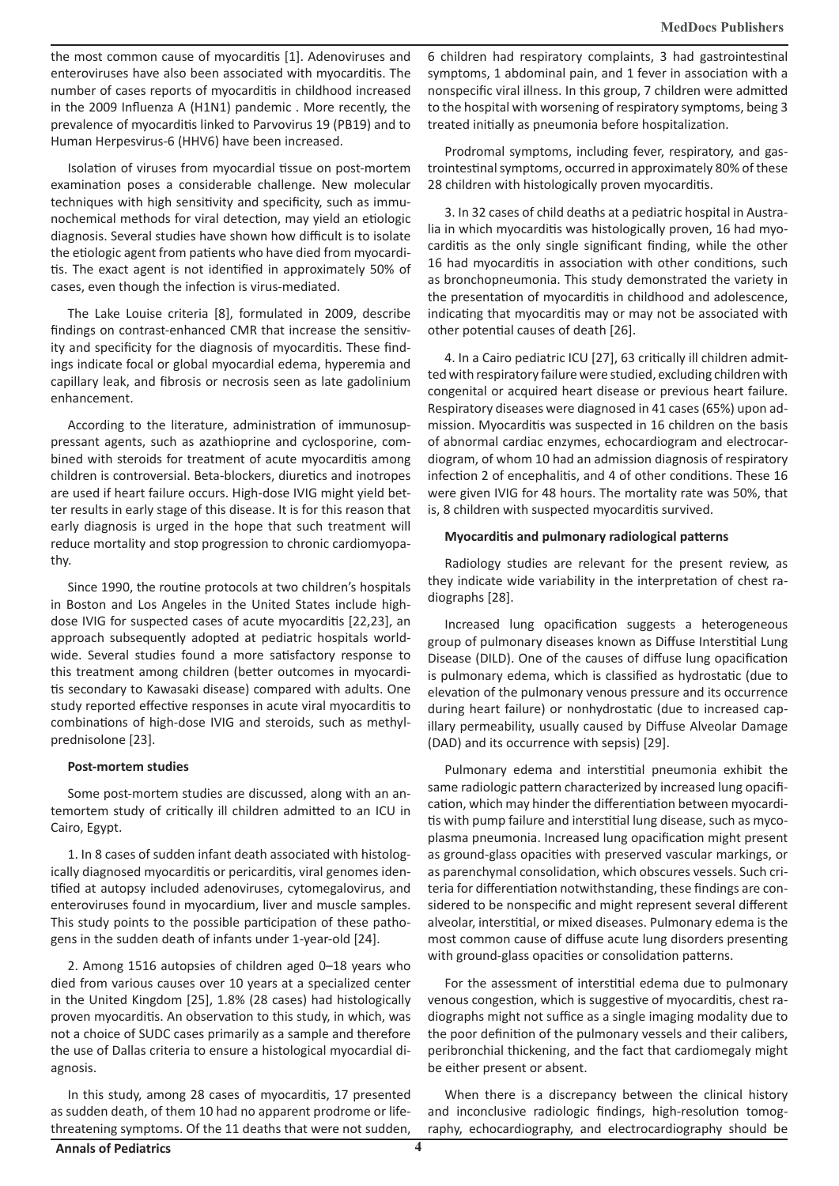the most common cause of myocarditis [1]. Adenoviruses and enteroviruses have also been associated with myocarditis. The number of cases reports of myocarditis in childhood increased in the 2009 Influenza A (H1N1) pandemic . More recently, the prevalence of myocarditis linked to Parvovirus 19 (PB19) and to Human Herpesvirus-6 (HHV6) have been increased.

Isolation of viruses from myocardial tissue on post-mortem examination poses a considerable challenge. New molecular techniques with high sensitivity and specificity, such as immunochemical methods for viral detection, may yield an etiologic diagnosis. Several studies have shown how difficult is to isolate the etiologic agent from patients who have died from myocarditis. The exact agent is not identified in approximately 50% of cases, even though the infection is virus-mediated.

The Lake Louise criteria [8], formulated in 2009, describe findings on contrast-enhanced CMR that increase the sensitivity and specificity for the diagnosis of myocarditis. These findings indicate focal or global myocardial edema, hyperemia and capillary leak, and fibrosis or necrosis seen as late gadolinium enhancement.

According to the literature, administration of immunosuppressant agents, such as azathioprine and cyclosporine, combined with steroids for treatment of acute myocarditis among children is controversial. Beta-blockers, diuretics and inotropes are used if heart failure occurs. High-dose IVIG might yield better results in early stage of this disease. It is for this reason that early diagnosis is urged in the hope that such treatment will reduce mortality and stop progression to chronic cardiomyopathy.

Since 1990, the routine protocols at two children's hospitals in Boston and Los Angeles in the United States include high-dose IVIG for suspected cases of acute myocarditis [22,23], an approach subsequently adopted at pediatric hospitals worldwide. Several studies found a more satisfactory response to this treatment among children (better outcomes in myocarditis secondary to Kawasaki disease) compared with adults. One study reported effective responses in acute viral myocarditis to combinations of high-dose IVIG and steroids, such as methylprednisolone [23].

**Post-mortem studies**

Some post-mortem studies are discussed, along with an antemortem study of critically ill children admitted to an ICU in Cairo, Egypt.

1. In 8 cases of sudden infant death associated with histologically diagnosed myocarditis or pericarditis, viral genomes identified at autopsy included adenoviruses, cytomegalovirus, and enteroviruses found in myocardium, liver and muscle samples. This study points to the possible participation of these pathogens in the sudden death of infants under 1-year-old [24].

2. Among 1516 autopsies of children aged 0–18 years who died from various causes over 10 years at a specialized center in the United Kingdom [25], 1.8% (28 cases) had histologically proven myocarditis. An observation to this study, in which, was not a choice of SUDC cases primarily as a sample and therefore the use of Dallas criteria to ensure a histological myocardial diagnosis.

In this study, among 28 cases of myocarditis, 17 presented as sudden death, of them 10 had no apparent prodrome or life-threatening symptoms. Of the 11 deaths that were not sudden, 6 children had respiratory complaints, 3 had gastrointestinal symptoms, 1 abdominal pain, and 1 fever in association with a nonspecific viral illness. In this group, 7 children were admitted to the hospital with worsening of respiratory symptoms, being 3 treated initially as pneumonia before hospitalization.

Prodromal symptoms, including fever, respiratory, and gastrointestinal symptoms, occurred in approximately 80% of these 28 children with histologically proven myocarditis.

3. In 32 cases of child deaths at a pediatric hospital in Australia in which myocarditis was histologically proven, 16 had myocarditis as the only single significant finding, while the other 16 had myocarditis in association with other conditions, such as bronchopneumonia. This study demonstrated the variety in the presentation of myocarditis in childhood and adolescence, indicating that myocarditis may or may not be associated with other potential causes of death [26].

4. In a Cairo pediatric ICU [27], 63 critically ill children admitted with respiratory failure were studied, excluding children with congenital or acquired heart disease or previous heart failure. Respiratory diseases were diagnosed in 41 cases (65%) upon admission. Myocarditis was suspected in 16 children on the basis of abnormal cardiac enzymes, echocardiogram and electrocardiogram, of whom 10 had an admission diagnosis of respiratory infection 2 of encephalitis, and 4 of other conditions. These 16 were given IVIG for 48 hours. The mortality rate was 50%, that is, 8 children with suspected myocarditis survived.

**Myocarditis and pulmonary radiological patterns**

Radiology studies are relevant for the present review, as they indicate wide variability in the interpretation of chest radiographs [28].

Increased lung opacification suggests a heterogeneous group of pulmonary diseases known as Diffuse Interstitial Lung Disease (DILD). One of the causes of diffuse lung opacification is pulmonary edema, which is classified as hydrostatic (due to elevation of the pulmonary venous pressure and its occurrence during heart failure) or nonhydrostatic (due to increased capillary permeability, usually caused by Diffuse Alveolar Damage (DAD) and its occurrence with sepsis) [29].

Pulmonary edema and interstitial pneumonia exhibit the same radiologic pattern characterized by increased lung opacification, which may hinder the differentiation between myocarditis with pump failure and interstitial lung disease, such as mycoplasma pneumonia. Increased lung opacification might present as ground-glass opacities with preserved vascular markings, or as parenchymal consolidation, which obscures vessels. Such criteria for differentiation notwithstanding, these findings are considered to be nonspecific and might represent several different alveolar, interstitial, or mixed diseases. Pulmonary edema is the most common cause of diffuse acute lung disorders presenting with ground-glass opacities or consolidation patterns.

For the assessment of interstitial edema due to pulmonary venous congestion, which is suggestive of myocarditis, chest radiographs might not suffice as a single imaging modality due to the poor definition of the pulmonary vessels and their calibers, peribronchial thickening, and the fact that cardiomegaly might be either present or absent.

When there is a discrepancy between the clinical history and inconclusive radiologic findings, high-resolution tomography, echocardiography, and electrocardiography should be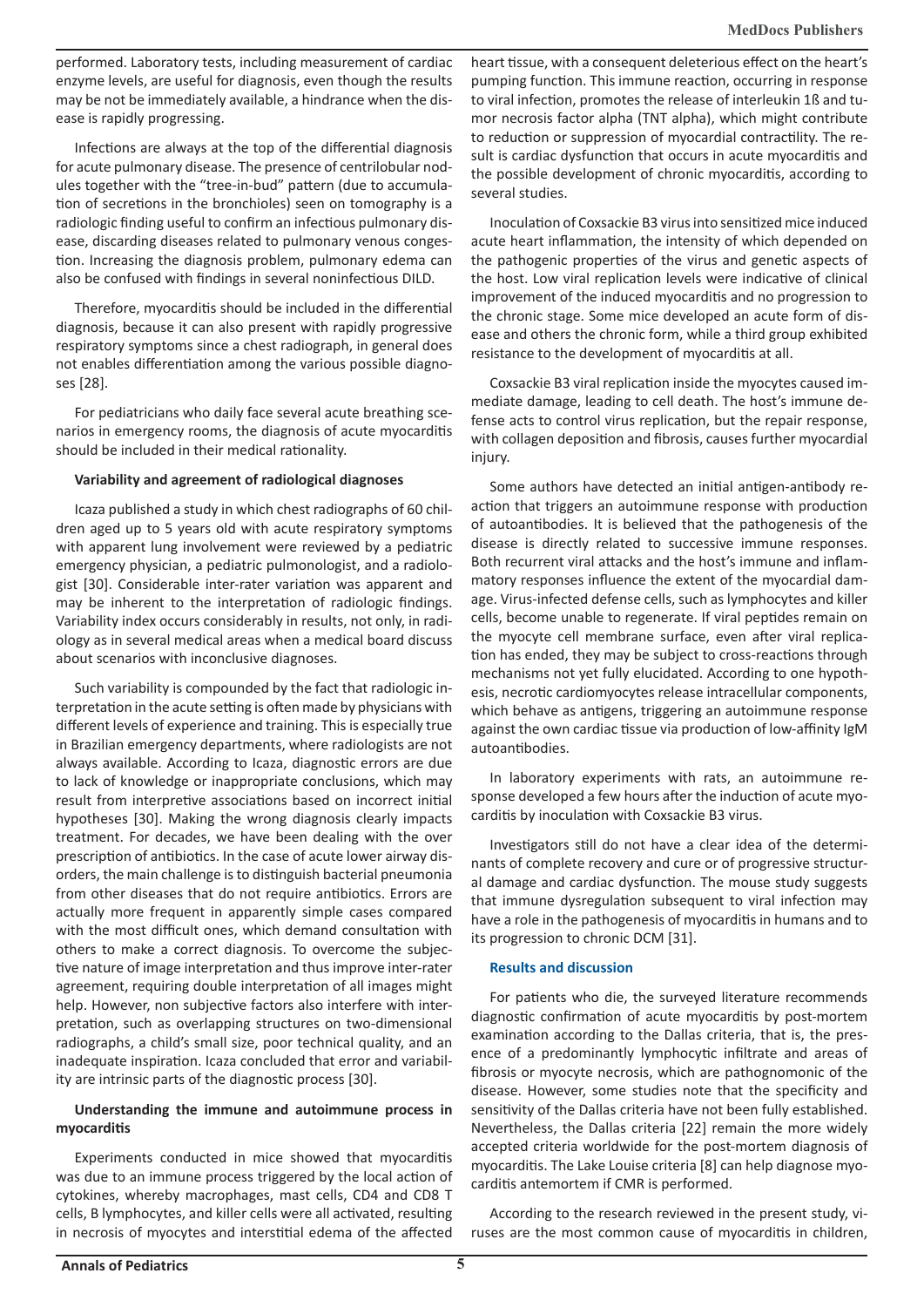performed. Laboratory tests, including measurement of cardiac enzyme levels, are useful for diagnosis, even though the results may be not be immediately available, a hindrance when the disease is rapidly progressing.

Infections are always at the top of the differential diagnosis for acute pulmonary disease. The presence of centrilobular nodules together with the "tree-in-bud" pattern (due to accumulation of secretions in the bronchioles) seen on tomography is a radiologic finding useful to confirm an infectious pulmonary disease, discarding diseases related to pulmonary venous congestion. Increasing the diagnosis problem, pulmonary edema can also be confused with findings in several noninfectious DILD.

Therefore, myocarditis should be included in the differential diagnosis, because it can also present with rapidly progressive respiratory symptoms since a chest radiograph, in general does not enables differentiation among the various possible diagnoses [28].

For pediatricians who daily face several acute breathing scenarios in emergency rooms, the diagnosis of acute myocarditis should be included in their medical rationality.

**Variability and agreement of radiological diagnoses**

Icaza published a study in which chest radiographs of 60 children aged up to 5 years old with acute respiratory symptoms with apparent lung involvement were reviewed by a pediatric emergency physician, a pediatric pulmonologist, and a radiologist [30]. Considerable inter-rater variation was apparent and may be inherent to the interpretation of radiologic findings. Variability index occurs considerably in results, not only, in radiology as in several medical areas when a medical board discuss about scenarios with inconclusive diagnoses.

Such variability is compounded by the fact that radiologic interpretation in the acute setting is often made by physicians with different levels of experience and training. This is especially true in Brazilian emergency departments, where radiologists are not always available. According to Icaza, diagnostic errors are due to lack of knowledge or inappropriate conclusions, which may result from interpretive associations based on incorrect initial hypotheses [30]. Making the wrong diagnosis clearly impacts treatment. For decades, we have been dealing with the over prescription of antibiotics. In the case of acute lower airway disorders, the main challenge is to distinguish bacterial pneumonia from other diseases that do not require antibiotics. Errors are actually more frequent in apparently simple cases compared with the most difficult ones, which demand consultation with others to make a correct diagnosis. To overcome the subjective nature of image interpretation and thus improve inter-rater agreement, requiring double interpretation of all images might help. However, non subjective factors also interfere with interpretation, such as overlapping structures on two-dimensional radiographs, a child's small size, poor technical quality, and an inadequate inspiration. Icaza concluded that error and variability are intrinsic parts of the diagnostic process [30].

**Understanding the immune and autoimmune process in myocarditis**

Experiments conducted in mice showed that myocarditis was due to an immune process triggered by the local action of cytokines, whereby macrophages, mast cells, CD4 and CD8 T cells, B lymphocytes, and killer cells were all activated, resulting in necrosis of myocytes and interstitial edema of the affected heart tissue, with a consequent deleterious effect on the heart's pumping function. This immune reaction, occurring in response to viral infection, promotes the release of interleukin 1ß and tumor necrosis factor alpha (TNT alpha), which might contribute to reduction or suppression of myocardial contractility. The result is cardiac dysfunction that occurs in acute myocarditis and the possible development of chronic myocarditis, according to several studies.

Inoculation of Coxsackie B3 virus into sensitized mice induced acute heart inflammation, the intensity of which depended on the pathogenic properties of the virus and genetic aspects of the host. Low viral replication levels were indicative of clinical improvement of the induced myocarditis and no progression to the chronic stage. Some mice developed an acute form of disease and others the chronic form, while a third group exhibited resistance to the development of myocarditis at all.

Coxsackie B3 viral replication inside the myocytes caused immediate damage, leading to cell death. The host's immune defense acts to control virus replication, but the repair response, with collagen deposition and fibrosis, causes further myocardial injury.

Some authors have detected an initial antigen-antibody reaction that triggers an autoimmune response with production of autoantibodies. It is believed that the pathogenesis of the disease is directly related to successive immune responses. Both recurrent viral attacks and the host's immune and inflammatory responses influence the extent of the myocardial damage. Virus-infected defense cells, such as lymphocytes and killer cells, become unable to regenerate. If viral peptides remain on the myocyte cell membrane surface, even after viral replication has ended, they may be subject to cross-reactions through mechanisms not yet fully elucidated. According to one hypothesis, necrotic cardiomyocytes release intracellular components, which behave as antigens, triggering an autoimmune response against the own cardiac tissue via production of low-affinity IgM autoantibodies.

In laboratory experiments with rats, an autoimmune response developed a few hours after the induction of acute myocarditis by inoculation with Coxsackie B3 virus.

Investigators still do not have a clear idea of the determinants of complete recovery and cure or of progressive structural damage and cardiac dysfunction. The mouse study suggests that immune dysregulation subsequent to viral infection may have a role in the pathogenesis of myocarditis in humans and to its progression to chronic DCM [31].

## Results and discussion

For patients who die, the surveyed literature recommends diagnostic confirmation of acute myocarditis by post-mortem examination according to the Dallas criteria, that is, the presence of a predominantly lymphocytic infiltrate and areas of fibrosis or myocyte necrosis, which are pathognomonic of the disease. However, some studies note that the specificity and sensitivity of the Dallas criteria have not been fully established. Nevertheless, the Dallas criteria [22] remain the more widely accepted criteria worldwide for the post-mortem diagnosis of myocarditis. The Lake Louise criteria [8] can help diagnose myocarditis antemortem if CMR is performed.

According to the research reviewed in the present study, viruses are the most common cause of myocarditis in children,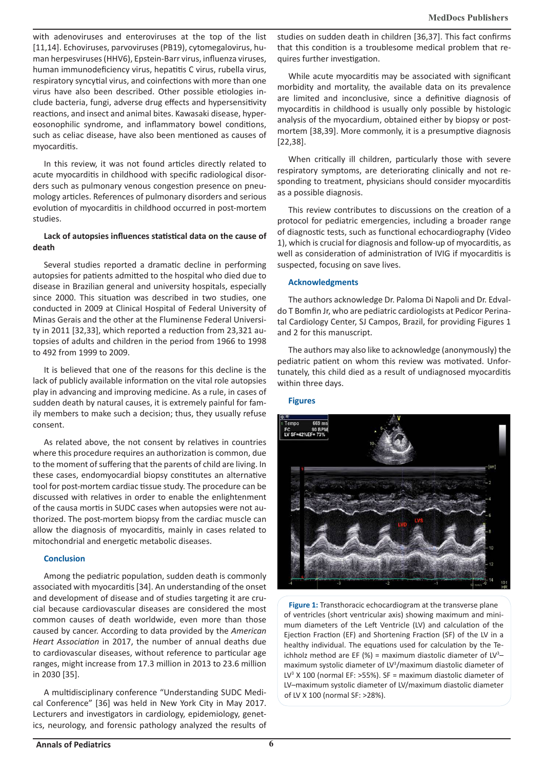with adenoviruses and enteroviruses at the top of the list [11,14]. Echoviruses, parvoviruses (PB19), cytomegalovirus, human herpesviruses (HHV6), Epstein-Barr virus, influenza viruses, human immunodeficiency virus, hepatitis C virus, rubella virus, respiratory syncytial virus, and coinfections with more than one virus have also been described. Other possible etiologies include bacteria, fungi, adverse drug effects and hypersensitivity reactions, and insect and animal bites. Kawasaki disease, hypereosonophilic syndrome, and inflammatory bowel conditions, such as celiac disease, have also been mentioned as causes of myocarditis.

In this review, it was not found articles directly related to acute myocarditis in childhood with specific radiological disorders such as pulmonary venous congestion presence on pneumology articles. References of pulmonary disorders and serious evolution of myocarditis in childhood occurred in post-mortem studies.

**Lack of autopsies influences statistical data on the cause of death**

Several studies reported a dramatic decline in performing autopsies for patients admitted to the hospital who died due to disease in Brazilian general and university hospitals, especially since 2000. This situation was described in two studies, one conducted in 2009 at Clinical Hospital of Federal University of Minas Gerais and the other at the Fluminense Federal University in 2011 [32,33], which reported a reduction from 23,321 autopsies of adults and children in the period from 1966 to 1998 to 492 from 1999 to 2009.

It is believed that one of the reasons for this decline is the lack of publicly available information on the vital role autopsies play in advancing and improving medicine. As a rule, in cases of sudden death by natural causes, it is extremely painful for family members to make such a decision; thus, they usually refuse consent.

As related above, the not consent by relatives in countries where this procedure requires an authorization is common, due to the moment of suffering that the parents of child are living. In these cases, endomyocardial biopsy constitutes an alternative tool for post-mortem cardiac tissue study. The procedure can be discussed with relatives in order to enable the enlightenment of the causa mortis in SUDC cases when autopsies were not authorized. The post-mortem biopsy from the cardiac muscle can allow the diagnosis of myocarditis, mainly in cases related to mitochondrial and energetic metabolic diseases.

## Conclusion

Among the pediatric population, sudden death is commonly associated with myocarditis [34]. An understanding of the onset and development of disease and of studies targeting it are crucial because cardiovascular diseases are considered the most common causes of death worldwide, even more than those caused by cancer. According to data provided by the *American Heart Association* in 2017, the number of annual deaths due to cardiovascular diseases, without reference to particular age ranges, might increase from 17.3 million in 2013 to 23.6 million in 2030 [35].

A multidisciplinary conference "Understanding SUDC Medical Conference" [36] was held in New York City in May 2017. Lecturers and investigators in cardiology, epidemiology, genetics, neurology, and forensic pathology analyzed the results of studies on sudden death in children [36,37]. This fact confirms that this condition is a troublesome medical problem that requires further investigation.

While acute myocarditis may be associated with significant morbidity and mortality, the available data on its prevalence are limited and inconclusive, since a definitive diagnosis of myocarditis in childhood is usually only possible by histologic analysis of the myocardium, obtained either by biopsy or postmortem [38,39]. More commonly, it is a presumptive diagnosis [22,38].

When critically ill children, particularly those with severe respiratory symptoms, are deteriorating clinically and not responding to treatment, physicians should consider myocarditis as a possible diagnosis.

This review contributes to discussions on the creation of a protocol for pediatric emergencies, including a broader range of diagnostic tests, such as functional echocardiography (Video 1), which is crucial for diagnosis and follow-up of myocarditis, as well as consideration of administration of IVIG if myocarditis is suspected, focusing on save lives.

## Acknowledgments

The authors acknowledge Dr. Paloma Di Napoli and Dr. Edvaldo T Bomfin Jr, who are pediatric cardiologists at Pedicor Perinatal Cardiology Center, SJ Campos, Brazil, for providing Figures 1 and 2 for this manuscript.

The authors may also like to acknowledge (anonymously) the pediatric patient on whom this review was motivated. Unfortunately, this child died as a result of undiagnosed myocarditis within three days.

## Figures

**Figure 1:** Transthoracic echocardiogram at the transverse plane of ventricles (short ventricular axis) showing maximum and minimum diameters of the Left Ventricle (LV) and calculation of the Ejection Fraction (EF) and Shortening Fraction (SF) of the LV in a healthy individual. The equations used for calculation by the Teichholz method are EF (%) = maximum diastolic diameter of $LV^3$– maximum systolic diameter of $LV^3$/maximum diastolic diameter of $LV^3$ X 100 (normal EF: >55%). SF = maximum diastolic diameter of LV–maximum systolic diameter of LV/maximum diastolic diameter of LV X 100 (normal SF: >28%).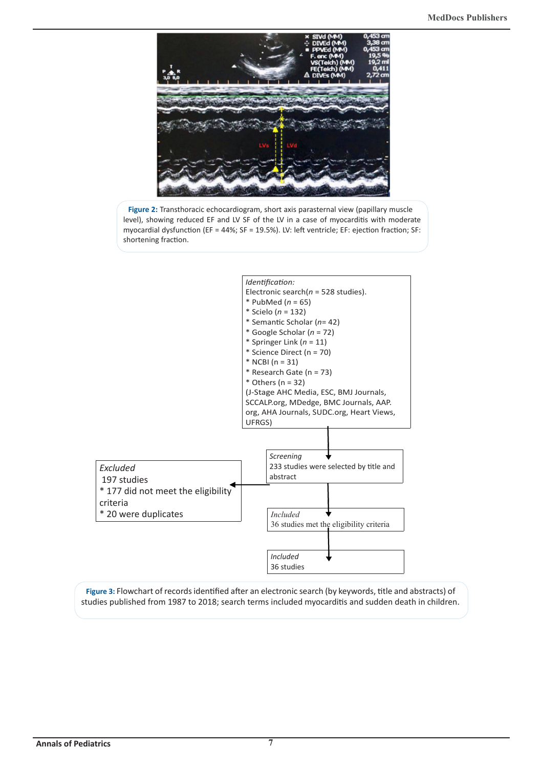**Figure 2:** Transthoracic echocardiogram, short axis parasternal view (papillary muscle level), showing reduced EF and LV SF of the LV in a case of myocarditis with moderate myocardial dysfunction (EF = 44%; SF = 19.5%). LV: left ventricle; EF: ejection fraction; SF: shortening fraction.

*Identification:*
Electronic search(*n* = 528 studies).
* PubMed (*n* = 65)
* Scielo (*n* = 132)
* Semantic Scholar (*n*= 42)
* Google Scholar (*n* = 72)
* Springer Link (*n* = 11)
* Science Direct (n = 70)
* NCBI (n = 31)
* Research Gate (n = 73)
* Others (n = 32)
(J-Stage AHC Media, ESC, BMJ Journals, SCCALP.org, MDedge, BMC Journals, AAP.org, AHA Journals, SUDC.org, Heart Views, UFRGS)

*Screening*
233 studies were selected by title and abstract

*Excluded*
197 studies
* 177 did not meet the eligibility criteria
* 20 were duplicates

*Included*
36 studies met the eligibility criteria

*Included*
36 studies

**Figure 3:** Flowchart of records identified after an electronic search (by keywords, title and abstracts) of studies published from 1987 to 2018; search terms included myocarditis and sudden death in children.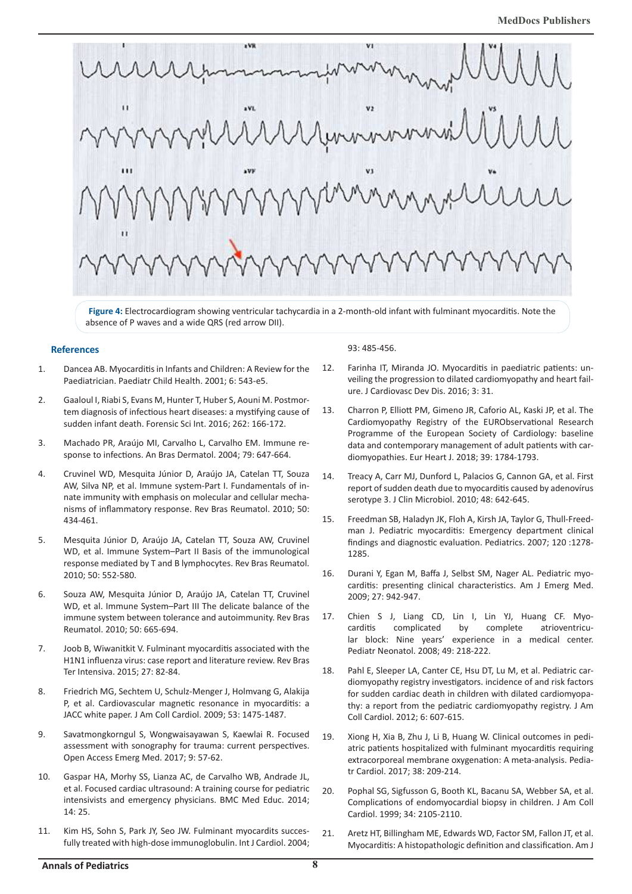**Figure 4:** Electrocardiogram showing ventricular tachycardia in a 2-month-old infant with fulminant myocarditis. Note the absence of P waves and a wide QRS (red arrow DII).

## References

1. Dancea AB. Myocarditis in Infants and Children: A Review for the Paediatrician. Paediatr Child Health. 2001; 6: 543-e5.
2. Gaaloul I, Riabi S, Evans M, Hunter T, Huber S, Aouni M. Postmortem diagnosis of infectious heart diseases: a mystifying cause of sudden infant death. Forensic Sci Int. 2016; 262: 166-172.
3. Machado PR, Araújo MI, Carvalho L, Carvalho EM. Immune response to infections. An Bras Dermatol. 2004; 79: 647-664.
4. Cruvinel WD, Mesquita Júnior D, Araújo JA, Catelan TT, Souza AW, Silva NP, et al. Immune system-Part I. Fundamentals of innate immunity with emphasis on molecular and cellular mechanisms of inflammatory response. Rev Bras Reumatol. 2010; 50: 434-461.
5. Mesquita Júnior D, Araújo JA, Catelan TT, Souza AW, Cruvinel WD, et al. Immune System–Part II Basis of the immunological response mediated by T and B lymphocytes. Rev Bras Reumatol. 2010; 50: 552-580.
6. Souza AW, Mesquita Júnior D, Araújo JA, Catelan TT, Cruvinel WD, et al. Immune System–Part III The delicate balance of the immune system between tolerance and autoimmunity. Rev Bras Reumatol. 2010; 50: 665-694.
7. Joob B, Wiwanitkit V. Fulminant myocarditis associated with the H1N1 influenza virus: case report and literature review. Rev Bras Ter Intensiva. 2015; 27: 82-84.
8. Friedrich MG, Sechtem U, Schulz-Menger J, Holmvang G, Alakija P, et al. Cardiovascular magnetic resonance in myocarditis: a JACC white paper. J Am Coll Cardiol. 2009; 53: 1475-1487.
9. Savatmongkorngul S, Wongwaisayawan S, Kaewlai R. Focused assessment with sonography for trauma: current perspectives. Open Access Emerg Med. 2017; 9: 57-62.
10. Gaspar HA, Morhy SS, Lianza AC, de Carvalho WB, Andrade JL, et al. Focused cardiac ultrasound: A training course for pediatric intensivists and emergency physicians. BMC Med Educ. 2014; 14: 25.
11. Kim HS, Sohn S, Park JY, Seo JW. Fulminant myocardits successfully treated with high-dose immunoglobulin. Int J Cardiol. 2004; 93: 485-456.
12. Farinha IT, Miranda JO. Myocarditis in paediatric patients: unveiling the progression to dilated cardiomyopathy and heart failure. J Cardiovasc Dev Dis. 2016; 3: 31.
13. Charron P, Elliott PM, Gimeno JR, Caforio AL, Kaski JP, et al. The Cardiomyopathy Registry of the EURObservational Research Programme of the European Society of Cardiology: baseline data and contemporary management of adult patients with cardiomyopathies. Eur Heart J. 2018; 39: 1784-1793.
14. Treacy A, Carr MJ, Dunford L, Palacios G, Cannon GA, et al. First report of sudden death due to myocarditis caused by adenovírus serotype 3. J Clin Microbiol. 2010; 48: 642-645.
15. Freedman SB, Haladyn JK, Floh A, Kirsh JA, Taylor G, Thull-Freedman J. Pediatric myocarditis: Emergency department clinical findings and diagnostic evaluation. Pediatrics. 2007; 120 :1278-1285.
16. Durani Y, Egan M, Baffa J, Selbst SM, Nager AL. Pediatric myocarditis: presenting clinical characteristics. Am J Emerg Med. 2009; 27: 942-947.
17. Chien S J, Liang CD, Lin I, Lin YJ, Huang CF. Myocarditis complicated by complete atrioventricular block: Nine years' experience in a medical center. Pediatr Neonatol. 2008; 49: 218-222.
18. Pahl E, Sleeper LA, Canter CE, Hsu DT, Lu M, et al. Pediatric cardiomyopathy registry investigators. incidence of and risk factors for sudden cardiac death in children with dilated cardiomyopathy: a report from the pediatric cardiomyopathy registry. J Am Coll Cardiol. 2012; 6: 607-615.
19. Xiong H, Xia B, Zhu J, Li B, Huang W. Clinical outcomes in pediatric patients hospitalized with fulminant myocarditis requiring extracorporeal membrane oxygenation: A meta-analysis. Pediatr Cardiol. 2017; 38: 209-214.
20. Pophal SG, Sigfusson G, Booth KL, Bacanu SA, Webber SA, et al. Complications of endomyocardial biopsy in children. J Am Coll Cardiol. 1999; 34: 2105-2110.
21. Aretz HT, Billingham ME, Edwards WD, Factor SM, Fallon JT, et al. Myocarditis: A histopathologic definition and classification. Am J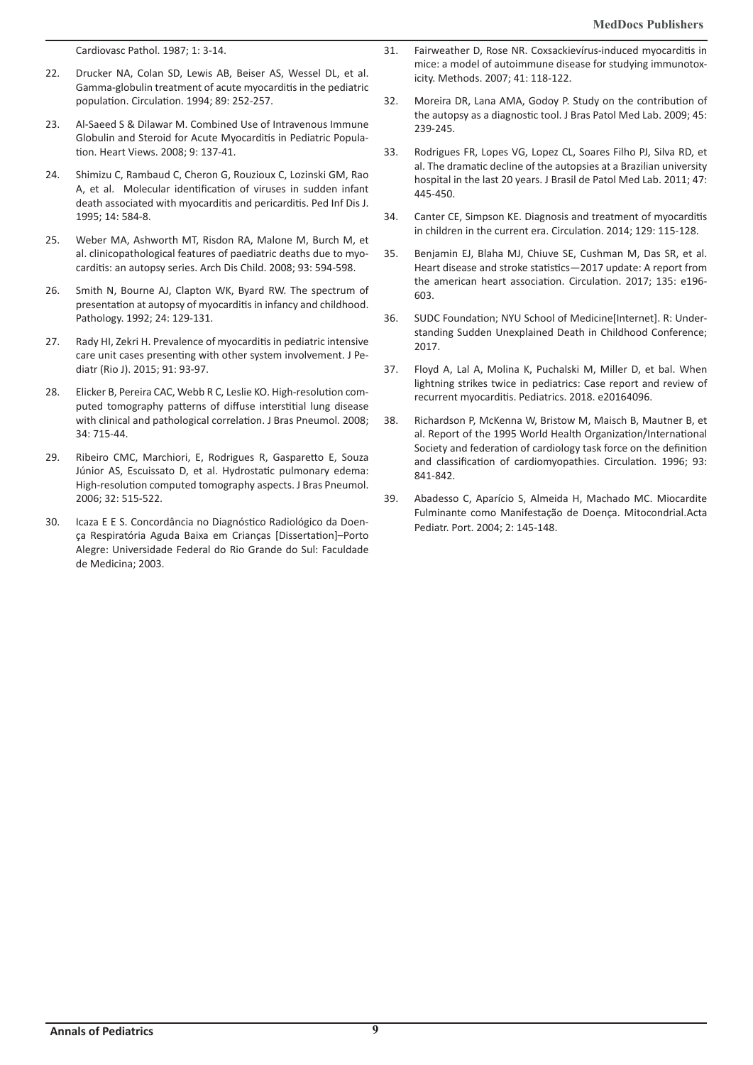Cardiovasc Pathol. 1987; 1: 3-14.

22. Drucker NA, Colan SD, Lewis AB, Beiser AS, Wessel DL, et al. Gamma-globulin treatment of acute myocarditis in the pediatric population. Circulation. 1994; 89: 252-257.

23. Al-Saeed S & Dilawar M. Combined Use of Intravenous Immune Globulin and Steroid for Acute Myocarditis in Pediatric Population. Heart Views. 2008; 9: 137-41.

24. Shimizu C, Rambaud C, Cheron G, Rouzioux C, Lozinski GM, Rao A, et al. Molecular identification of viruses in sudden infant death associated with myocarditis and pericarditis. Ped Inf Dis J. 1995; 14: 584-8.

25. Weber MA, Ashworth MT, Risdon RA, Malone M, Burch M, et al. clinicopathological features of paediatric deaths due to myocarditis: an autopsy series. Arch Dis Child. 2008; 93: 594-598.

26. Smith N, Bourne AJ, Clapton WK, Byard RW. The spectrum of presentation at autopsy of myocarditis in infancy and childhood. Pathology. 1992; 24: 129-131.

27. Rady HI, Zekri H. Prevalence of myocarditis in pediatric intensive care unit cases presenting with other system involvement. J Pediatr (Rio J). 2015; 91: 93-97.

28. Elicker B, Pereira CAC, Webb R C, Leslie KO. High-resolution computed tomography patterns of diffuse interstitial lung disease with clinical and pathological correlation. J Bras Pneumol. 2008; 34: 715-44.

29. Ribeiro CMC, Marchiori, E, Rodrigues R, Gasparetto E, Souza Júnior AS, Escuissato D, et al. Hydrostatic pulmonary edema: High-resolution computed tomography aspects. J Bras Pneumol. 2006; 32: 515-522.

30. Icaza E E S. Concordância no Diagnóstico Radiológico da Doença Respiratória Aguda Baixa em Crianças [Dissertation]–Porto Alegre: Universidade Federal do Rio Grande do Sul: Faculdade de Medicina; 2003.

31. Fairweather D, Rose NR. Coxsackievírus-induced myocarditis in mice: a model of autoimmune disease for studying immunotoxicity. Methods. 2007; 41: 118-122.

32. Moreira DR, Lana AMA, Godoy P. Study on the contribution of the autopsy as a diagnostic tool. J Bras Patol Med Lab. 2009; 45: 239-245.

33. Rodrigues FR, Lopes VG, Lopez CL, Soares Filho PJ, Silva RD, et al. The dramatic decline of the autopsies at a Brazilian university hospital in the last 20 years. J Brasil de Patol Med Lab. 2011; 47: 445-450.

34. Canter CE, Simpson KE. Diagnosis and treatment of myocarditis in children in the current era. Circulation. 2014; 129: 115-128.

35. Benjamin EJ, Blaha MJ, Chiuve SE, Cushman M, Das SR, et al. Heart disease and stroke statistics—2017 update: A report from the american heart association. Circulation. 2017; 135: e196-603.

36. SUDC Foundation; NYU School of Medicine[Internet]. R: Understanding Sudden Unexplained Death in Childhood Conference; 2017.

37. Floyd A, Lal A, Molina K, Puchalski M, Miller D, et bal. When lightning strikes twice in pediatrics: Case report and review of recurrent myocarditis. Pediatrics. 2018. e20164096.

38. Richardson P, McKenna W, Bristow M, Maisch B, Mautner B, et al. Report of the 1995 World Health Organization/International Society and federation of cardiology task force on the definition and classification of cardiomyopathies. Circulation. 1996; 93: 841-842.

39. Abadesso C, Aparício S, Almeida H, Machado MC. Miocardite Fulminante como Manifestação de Doença. Mitocondrial.Acta Pediatr. Port. 2004; 2: 145-148.